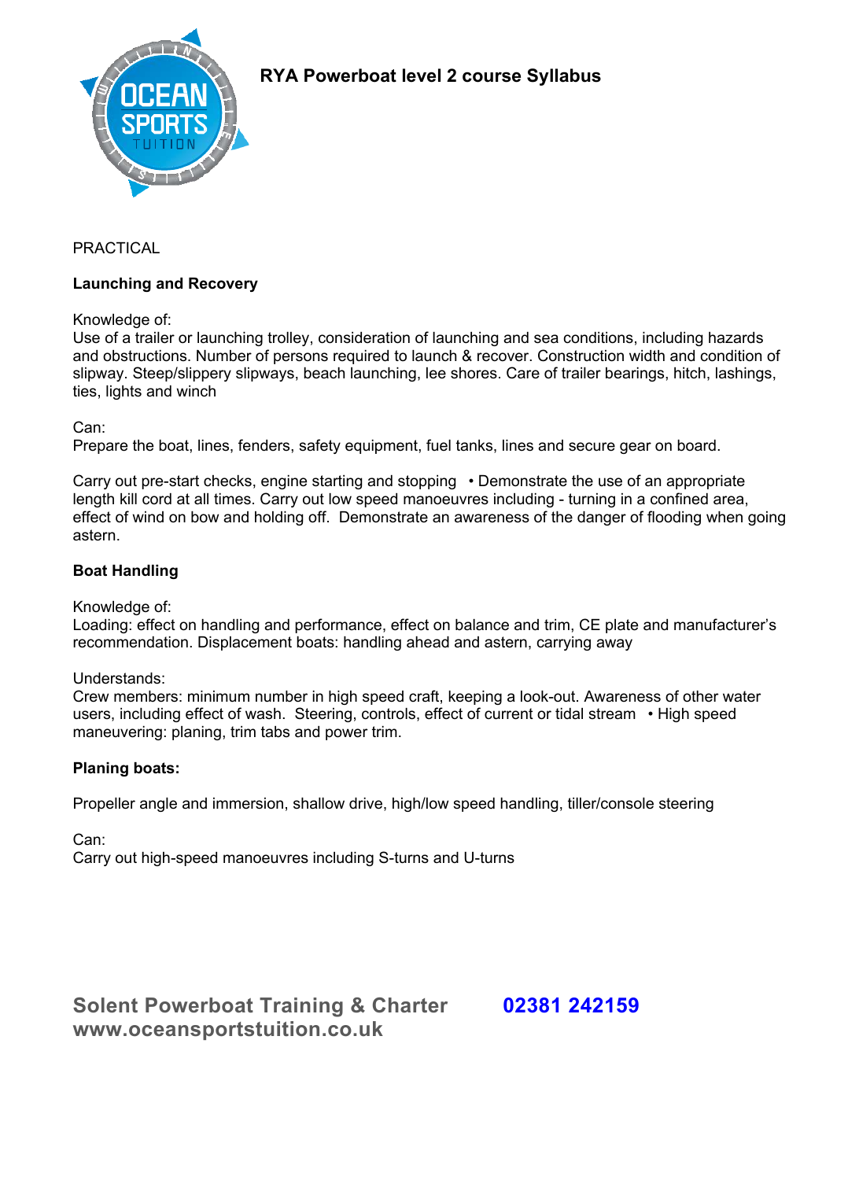# RYA Powerboat level 2 course Syllabus

PRACTICAL

**Launching and Recovery**

Knowledge of:
Use of a trailer or launching trolley, consideration of launching and sea conditions, including hazards and obstructions. Number of persons required to launch & recover. Construction width and condition of slipway. Steep/slippery slipways, beach launching, lee shores. Care of trailer bearings, hitch, lashings, ties, lights and winch

Can:
Prepare the boat, lines, fenders, safety equipment, fuel tanks, lines and secure gear on board.

Carry out pre-start checks, engine starting and stopping • Demonstrate the use of an appropriate length kill cord at all times. Carry out low speed manoeuvres including - turning in a confined area, effect of wind on bow and holding off. Demonstrate an awareness of the danger of flooding when going astern.

**Boat Handling**

Knowledge of:
Loading: effect on handling and performance, effect on balance and trim, CE plate and manufacturer's recommendation. Displacement boats: handling ahead and astern, carrying away

Understands:
Crew members: minimum number in high speed craft, keeping a look-out. Awareness of other water users, including effect of wash. Steering, controls, effect of current or tidal stream • High speed maneuvering: planing, trim tabs and power trim.

**Planing boats:**

Propeller angle and immersion, shallow drive, high/low speed handling, tiller/console steering

Can:
Carry out high-speed manoeuvres including S-turns and U-turns

**Solent Powerboat Training & Charter** **02381 242159**
**www.oceansportstuition.co.uk**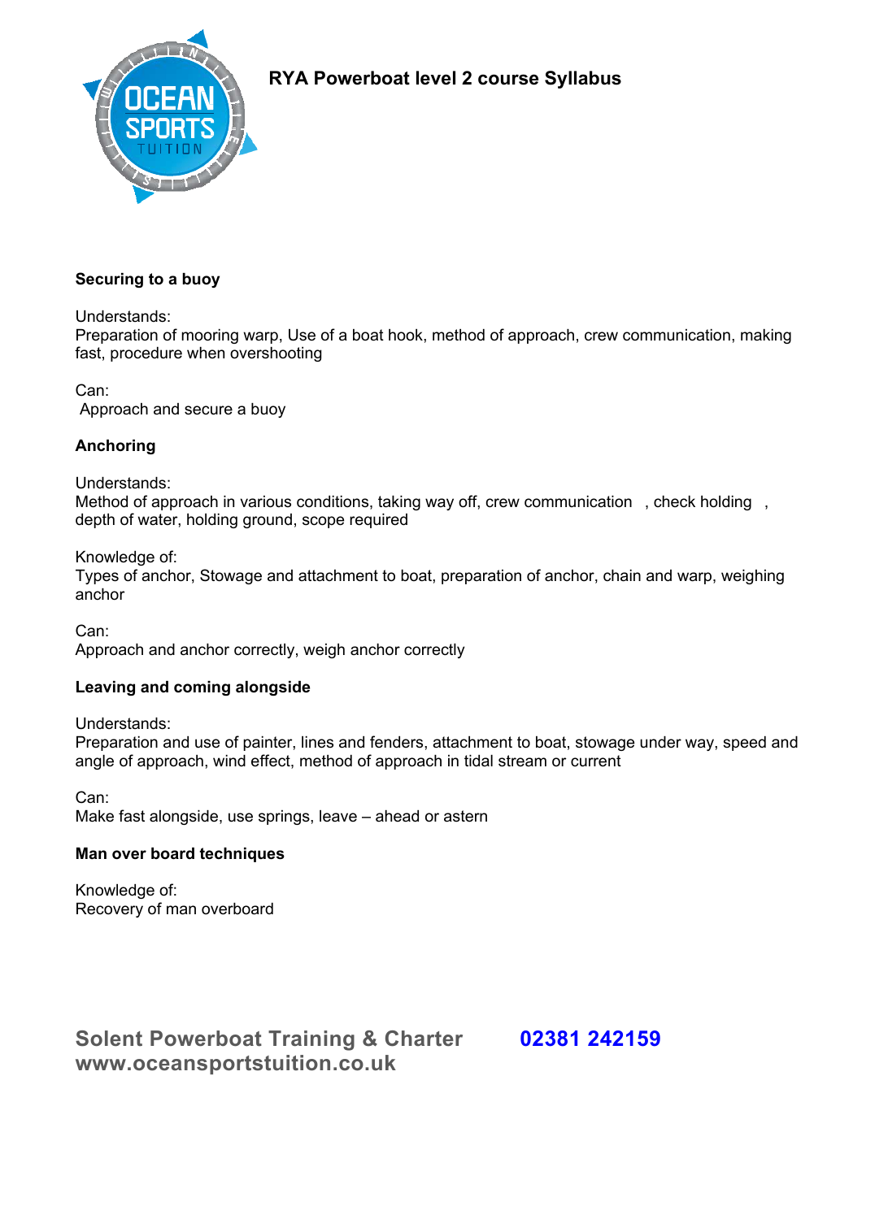# RYA Powerboat level 2 course Syllabus

### Securing to a buoy

Understands:
Preparation of mooring warp, Use of a boat hook, method of approach, crew communication, making fast, procedure when overshooting

Can:
Approach and secure a buoy

### Anchoring

Understands:
Method of approach in various conditions, taking way off, crew communication , check holding , depth of water, holding ground, scope required

Knowledge of:
Types of anchor, Stowage and attachment to boat, preparation of anchor, chain and warp, weighing anchor

Can:
Approach and anchor correctly, weigh anchor correctly

### Leaving and coming alongside

Understands:
Preparation and use of painter, lines and fenders, attachment to boat, stowage under way, speed and angle of approach, wind effect, method of approach in tidal stream or current

Can:
Make fast alongside, use springs, leave – ahead or astern

### Man over board techniques

Knowledge of:
Recovery of man overboard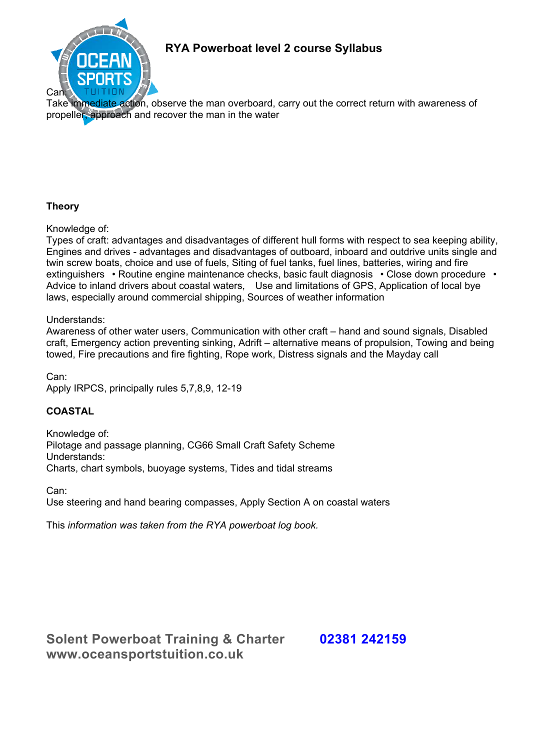## RYA Powerboat level 2 course Syllabus

Can:
Take immediate action, observe the man overboard, carry out the correct return with awareness of propeller, approach and recover the man in the water

**Theory**

Knowledge of:
Types of craft: advantages and disadvantages of different hull forms with respect to sea keeping ability, Engines and drives - advantages and disadvantages of outboard, inboard and outdrive units single and twin screw boats, choice and use of fuels, Siting of fuel tanks, fuel lines, batteries, wiring and fire extinguishers • Routine engine maintenance checks, basic fault diagnosis • Close down procedure • Advice to inland drivers about coastal waters, Use and limitations of GPS, Application of local bye laws, especially around commercial shipping, Sources of weather information

Understands:
Awareness of other water users, Communication with other craft – hand and sound signals, Disabled craft, Emergency action preventing sinking, Adrift – alternative means of propulsion, Towing and being towed, Fire precautions and fire fighting, Rope work, Distress signals and the Mayday call

Can:
Apply IRPCS, principally rules 5,7,8,9, 12-19

**COASTAL**

Knowledge of:
Pilotage and passage planning, CG66 Small Craft Safety Scheme
Understands:
Charts, chart symbols, buoyage systems, Tides and tidal streams

Can:
Use steering and hand bearing compasses, Apply Section A on coastal waters

This *information was taken from the RYA powerboat log book.*

**Solent Powerboat Training & Charter** **02381 242159**
**www.oceansportstuition.co.uk**